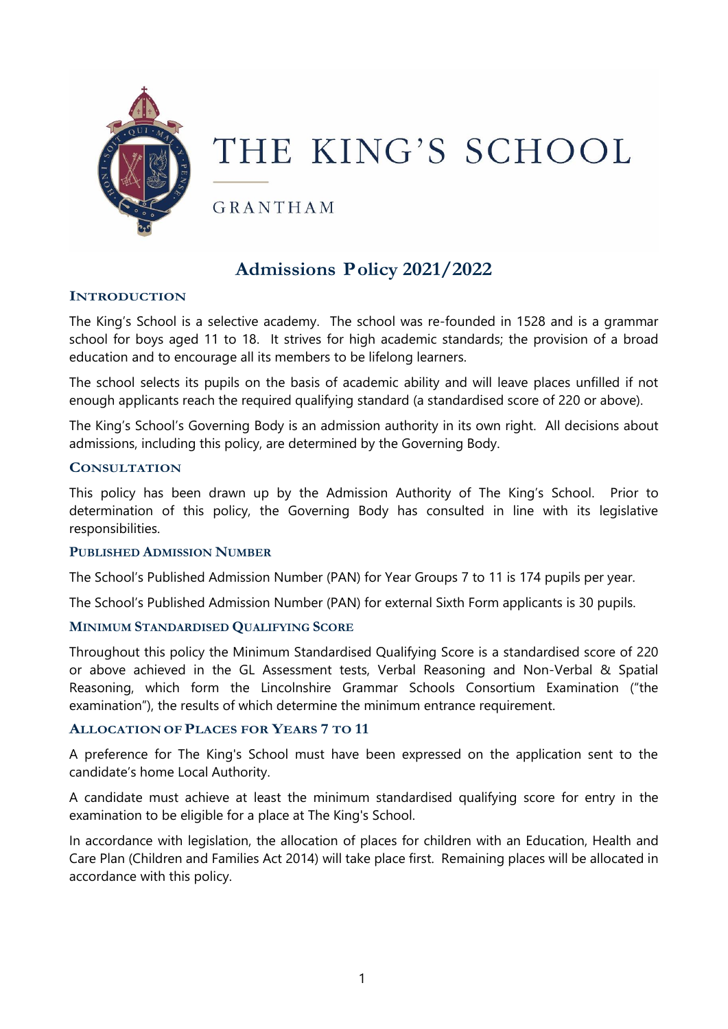# THE KING'S SCHOOL

GRANTHAM

## Admissions Policy 2021/2022

### INTRODUCTION

The King's School is a selective academy. The school was re-founded in 1528 and is a grammar school for boys aged 11 to 18. It strives for high academic standards; the provision of a broad education and to encourage all its members to be lifelong learners.

The school selects its pupils on the basis of academic ability and will leave places unfilled if not enough applicants reach the required qualifying standard (a standardised score of 220 or above).

The King's School's Governing Body is an admission authority in its own right. All decisions about admissions, including this policy, are determined by the Governing Body.

### CONSULTATION

This policy has been drawn up by the Admission Authority of The King's School. Prior to determination of this policy, the Governing Body has consulted in line with its legislative responsibilities.

### PUBLISHED ADMISSION NUMBER

The School's Published Admission Number (PAN) for Year Groups 7 to 11 is 174 pupils per year.

The School's Published Admission Number (PAN) for external Sixth Form applicants is 30 pupils.

### MINIMUM STANDARDISED QUALIFYING SCORE

Throughout this policy the Minimum Standardised Qualifying Score is a standardised score of 220 or above achieved in the GL Assessment tests, Verbal Reasoning and Non-Verbal & Spatial Reasoning, which form the Lincolnshire Grammar Schools Consortium Examination ("the examination"), the results of which determine the minimum entrance requirement.

### ALLOCATION OF PLACES FOR YEARS 7 TO 11

A preference for The King's School must have been expressed on the application sent to the candidate's home Local Authority.

A candidate must achieve at least the minimum standardised qualifying score for entry in the examination to be eligible for a place at The King's School.

In accordance with legislation, the allocation of places for children with an Education, Health and Care Plan (Children and Families Act 2014) will take place first. Remaining places will be allocated in accordance with this policy.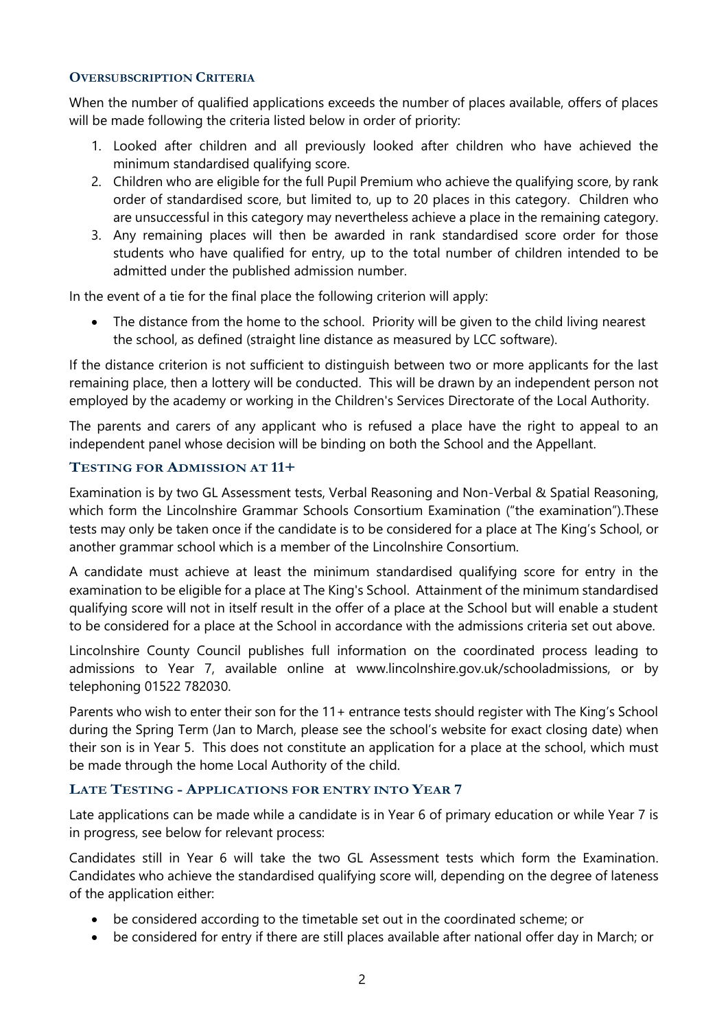## Oversubscription Criteria

When the number of qualified applications exceeds the number of places available, offers of places will be made following the criteria listed below in order of priority:

1. Looked after children and all previously looked after children who have achieved the minimum standardised qualifying score.
2. Children who are eligible for the full Pupil Premium who achieve the qualifying score, by rank order of standardised score, but limited to, up to 20 places in this category. Children who are unsuccessful in this category may nevertheless achieve a place in the remaining category.
3. Any remaining places will then be awarded in rank standardised score order for those students who have qualified for entry, up to the total number of children intended to be admitted under the published admission number.

In the event of a tie for the final place the following criterion will apply:

- The distance from the home to the school. Priority will be given to the child living nearest the school, as defined (straight line distance as measured by LCC software).

If the distance criterion is not sufficient to distinguish between two or more applicants for the last remaining place, then a lottery will be conducted. This will be drawn by an independent person not employed by the academy or working in the Children's Services Directorate of the Local Authority.

The parents and carers of any applicant who is refused a place have the right to appeal to an independent panel whose decision will be binding on both the School and the Appellant.

## Testing for Admission at 11+

Examination is by two GL Assessment tests, Verbal Reasoning and Non-Verbal & Spatial Reasoning, which form the Lincolnshire Grammar Schools Consortium Examination ("the examination").These tests may only be taken once if the candidate is to be considered for a place at The King's School, or another grammar school which is a member of the Lincolnshire Consortium.

A candidate must achieve at least the minimum standardised qualifying score for entry in the examination to be eligible for a place at The King's School. Attainment of the minimum standardised qualifying score will not in itself result in the offer of a place at the School but will enable a student to be considered for a place at the School in accordance with the admissions criteria set out above.

Lincolnshire County Council publishes full information on the coordinated process leading to admissions to Year 7, available online at www.lincolnshire.gov.uk/schooladmissions, or by telephoning 01522 782030.

Parents who wish to enter their son for the 11+ entrance tests should register with The King's School during the Spring Term (Jan to March, please see the school's website for exact closing date) when their son is in Year 5. This does not constitute an application for a place at the school, which must be made through the home Local Authority of the child.

## Late Testing - Applications for Entry into Year 7

Late applications can be made while a candidate is in Year 6 of primary education or while Year 7 is in progress, see below for relevant process:

Candidates still in Year 6 will take the two GL Assessment tests which form the Examination. Candidates who achieve the standardised qualifying score will, depending on the degree of lateness of the application either:

- be considered according to the timetable set out in the coordinated scheme; or
- be considered for entry if there are still places available after national offer day in March; or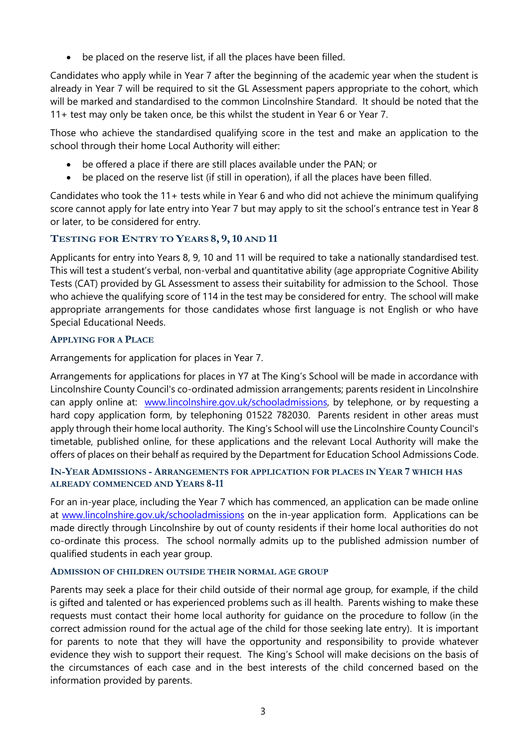- be placed on the reserve list, if all the places have been filled.

Candidates who apply while in Year 7 after the beginning of the academic year when the student is already in Year 7 will be required to sit the GL Assessment papers appropriate to the cohort, which will be marked and standardised to the common Lincolnshire Standard. It should be noted that the 11+ test may only be taken once, be this whilst the student in Year 6 or Year 7.

Those who achieve the standardised qualifying score in the test and make an application to the school through their home Local Authority will either:

- be offered a place if there are still places available under the PAN; or
- be placed on the reserve list (if still in operation), if all the places have been filled.

Candidates who took the 11+ tests while in Year 6 and who did not achieve the minimum qualifying score cannot apply for late entry into Year 7 but may apply to sit the school's entrance test in Year 8 or later, to be considered for entry.

### Testing for Entry to Years 8, 9, 10 and 11

Applicants for entry into Years 8, 9, 10 and 11 will be required to take a nationally standardised test. This will test a student's verbal, non-verbal and quantitative ability (age appropriate Cognitive Ability Tests (CAT) provided by GL Assessment to assess their suitability for admission to the School. Those who achieve the qualifying score of 114 in the test may be considered for entry. The school will make appropriate arrangements for those candidates whose first language is not English or who have Special Educational Needs.

### Applying for a Place

Arrangements for application for places in Year 7.

Arrangements for applications for places in Y7 at The King's School will be made in accordance with Lincolnshire County Council's co-ordinated admission arrangements; parents resident in Lincolnshire can apply online at: [www.lincolnshire.gov.uk/schooladmissions](http://www.lincolnshire.gov.uk/schooladmissions), by telephone, or by requesting a hard copy application form, by telephoning 01522 782030. Parents resident in other areas must apply through their home local authority. The King's School will use the Lincolnshire County Council's timetable, published online, for these applications and the relevant Local Authority will make the offers of places on their behalf as required by the Department for Education School Admissions Code.

### In-Year Admissions - Arrangements for application for places in Year 7 which has already commenced and Years 8-11

For an in-year place, including the Year 7 which has commenced, an application can be made online at [www.lincolnshire.gov.uk/schooladmissions](http://www.lincolnshire.gov.uk/schooladmissions) on the in-year application form. Applications can be made directly through Lincolnshire by out of county residents if their home local authorities do not co-ordinate this process. The school normally admits up to the published admission number of qualified students in each year group.

### Admission of children outside their normal age group

Parents may seek a place for their child outside of their normal age group, for example, if the child is gifted and talented or has experienced problems such as ill health. Parents wishing to make these requests must contact their home local authority for guidance on the procedure to follow (in the correct admission round for the actual age of the child for those seeking late entry). It is important for parents to note that they will have the opportunity and responsibility to provide whatever evidence they wish to support their request. The King's School will make decisions on the basis of the circumstances of each case and in the best interests of the child concerned based on the information provided by parents.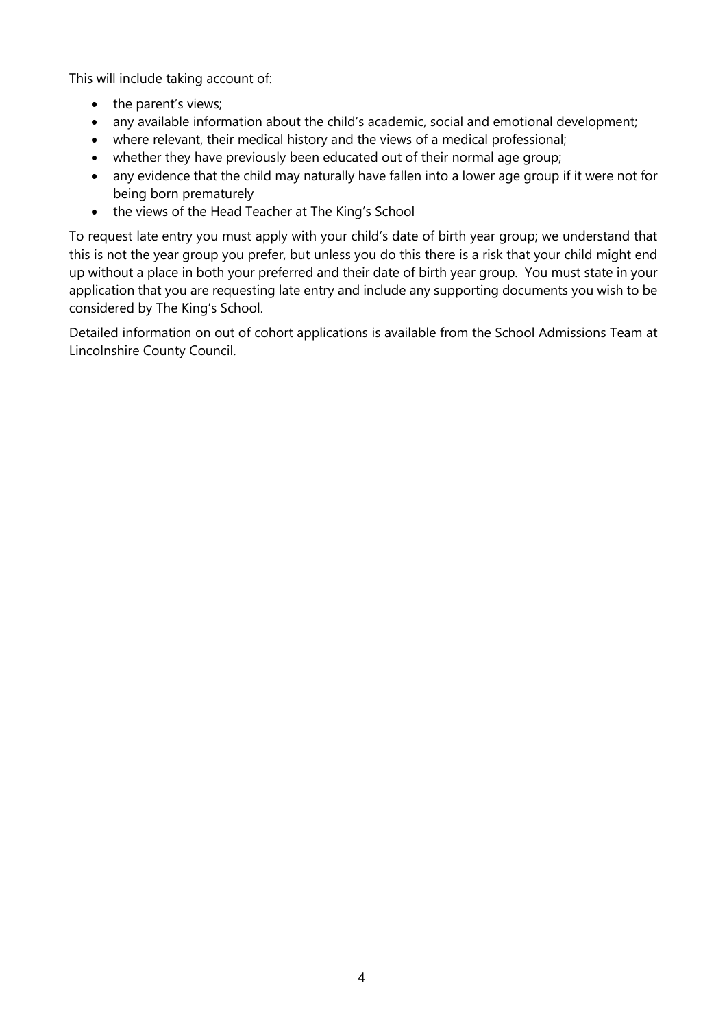This will include taking account of:

- the parent's views;
- any available information about the child's academic, social and emotional development;
- where relevant, their medical history and the views of a medical professional;
- whether they have previously been educated out of their normal age group;
- any evidence that the child may naturally have fallen into a lower age group if it were not for being born prematurely
- the views of the Head Teacher at The King's School

To request late entry you must apply with your child's date of birth year group; we understand that this is not the year group you prefer, but unless you do this there is a risk that your child might end up without a place in both your preferred and their date of birth year group. You must state in your application that you are requesting late entry and include any supporting documents you wish to be considered by The King's School.

Detailed information on out of cohort applications is available from the School Admissions Team at Lincolnshire County Council.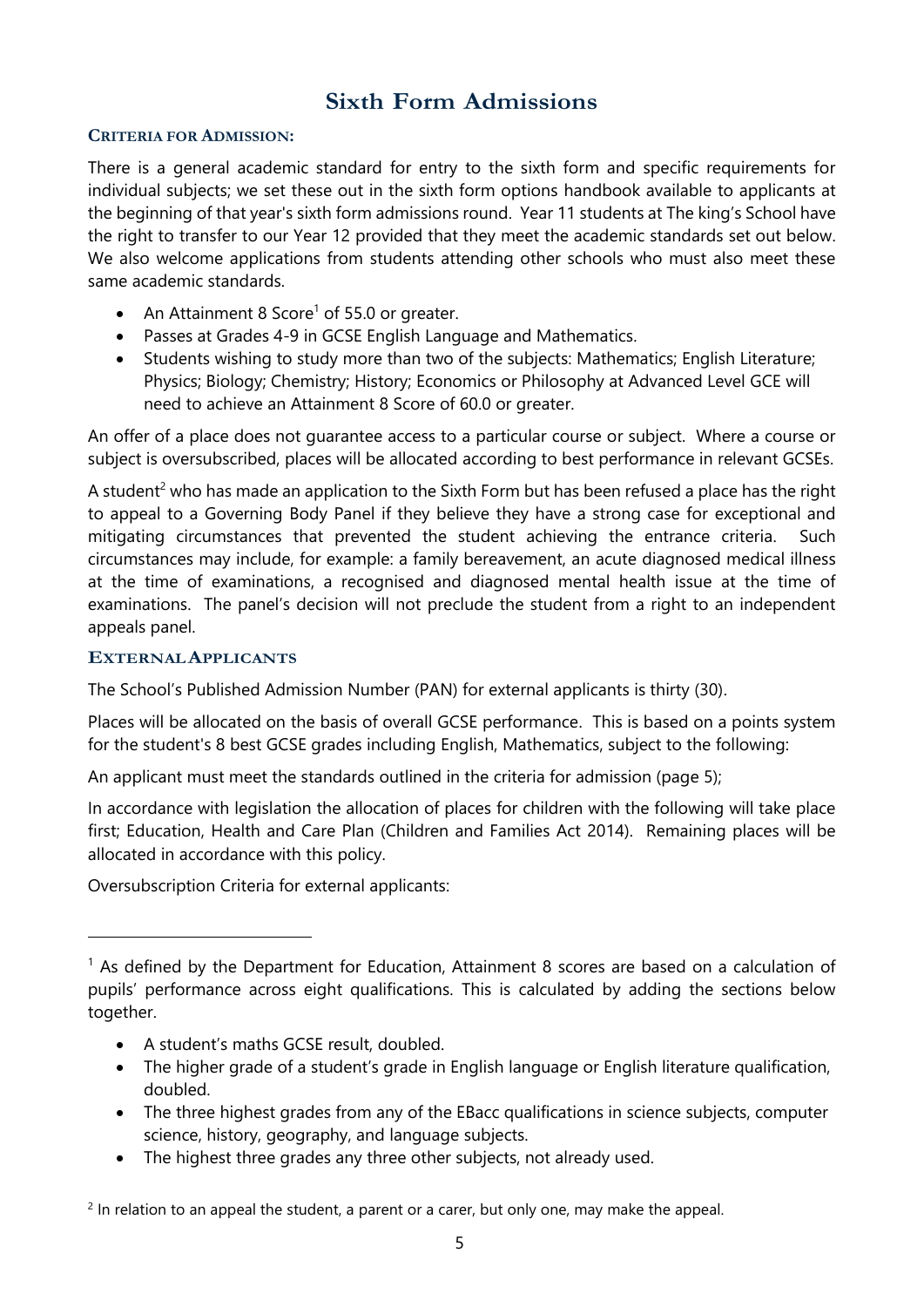# Sixth Form Admissions

### CRITERIA FOR ADMISSION:

There is a general academic standard for entry to the sixth form and specific requirements for individual subjects; we set these out in the sixth form options handbook available to applicants at the beginning of that year's sixth form admissions round. Year 11 students at The king's School have the right to transfer to our Year 12 provided that they meet the academic standards set out below. We also welcome applications from students attending other schools who must also meet these same academic standards.

- An Attainment 8 Score[1] of 55.0 or greater.
- Passes at Grades 4-9 in GCSE English Language and Mathematics.
- Students wishing to study more than two of the subjects: Mathematics; English Literature; Physics; Biology; Chemistry; History; Economics or Philosophy at Advanced Level GCE will need to achieve an Attainment 8 Score of 60.0 or greater.

An offer of a place does not guarantee access to a particular course or subject. Where a course or subject is oversubscribed, places will be allocated according to best performance in relevant GCSEs.

A student[2] who has made an application to the Sixth Form but has been refused a place has the right to appeal to a Governing Body Panel if they believe they have a strong case for exceptional and mitigating circumstances that prevented the student achieving the entrance criteria. Such circumstances may include, for example: a family bereavement, an acute diagnosed medical illness at the time of examinations, a recognised and diagnosed mental health issue at the time of examinations. The panel's decision will not preclude the student from a right to an independent appeals panel.

### EXTERNAL APPLICANTS

The School's Published Admission Number (PAN) for external applicants is thirty (30).

Places will be allocated on the basis of overall GCSE performance. This is based on a points system for the student's 8 best GCSE grades including English, Mathematics, subject to the following:

An applicant must meet the standards outlined in the criteria for admission (page 5);

In accordance with legislation the allocation of places for children with the following will take place first; Education, Health and Care Plan (Children and Families Act 2014). Remaining places will be allocated in accordance with this policy.

Oversubscription Criteria for external applicants:

---

[1] As defined by the Department for Education, Attainment 8 scores are based on a calculation of pupils' performance across eight qualifications. This is calculated by adding the sections below together.

- A student's maths GCSE result, doubled.
- The higher grade of a student's grade in English language or English literature qualification, doubled.
- The three highest grades from any of the EBacc qualifications in science subjects, computer science, history, geography, and language subjects.
- The highest three grades any three other subjects, not already used.

[2] In relation to an appeal the student, a parent or a carer, but only one, may make the appeal.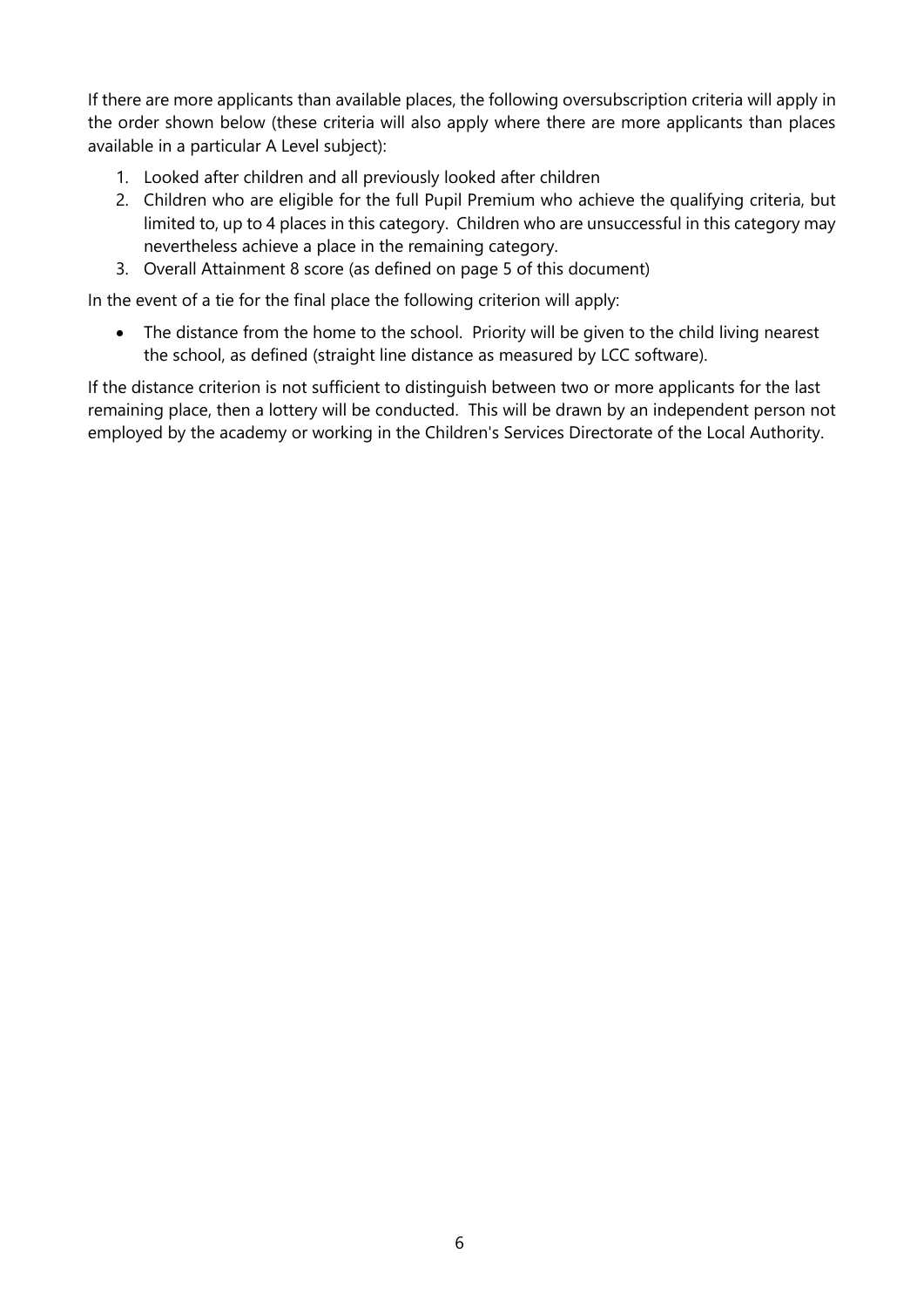If there are more applicants than available places, the following oversubscription criteria will apply in the order shown below (these criteria will also apply where there are more applicants than places available in a particular A Level subject):

1. Looked after children and all previously looked after children
2. Children who are eligible for the full Pupil Premium who achieve the qualifying criteria, but limited to, up to 4 places in this category. Children who are unsuccessful in this category may nevertheless achieve a place in the remaining category.
3. Overall Attainment 8 score (as defined on page 5 of this document)

In the event of a tie for the final place the following criterion will apply:

- The distance from the home to the school. Priority will be given to the child living nearest the school, as defined (straight line distance as measured by LCC software).

If the distance criterion is not sufficient to distinguish between two or more applicants for the last remaining place, then a lottery will be conducted. This will be drawn by an independent person not employed by the academy or working in the Children's Services Directorate of the Local Authority.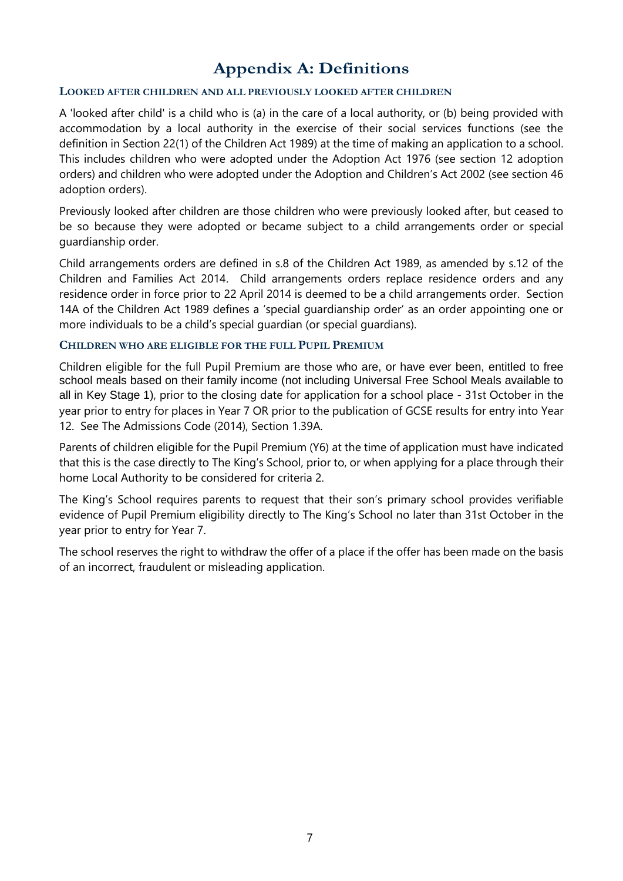# Appendix A: Definitions

### LOOKED AFTER CHILDREN AND ALL PREVIOUSLY LOOKED AFTER CHILDREN

A 'looked after child' is a child who is (a) in the care of a local authority, or (b) being provided with accommodation by a local authority in the exercise of their social services functions (see the definition in Section 22(1) of the Children Act 1989) at the time of making an application to a school. This includes children who were adopted under the Adoption Act 1976 (see section 12 adoption orders) and children who were adopted under the Adoption and Children's Act 2002 (see section 46 adoption orders).

Previously looked after children are those children who were previously looked after, but ceased to be so because they were adopted or became subject to a child arrangements order or special guardianship order.

Child arrangements orders are defined in s.8 of the Children Act 1989, as amended by s.12 of the Children and Families Act 2014. Child arrangements orders replace residence orders and any residence order in force prior to 22 April 2014 is deemed to be a child arrangements order. Section 14A of the Children Act 1989 defines a 'special guardianship order' as an order appointing one or more individuals to be a child's special guardian (or special guardians).

### CHILDREN WHO ARE ELIGIBLE FOR THE FULL PUPIL PREMIUM

Children eligible for the full Pupil Premium are those who are, or have ever been, entitled to free school meals based on their family income (not including Universal Free School Meals available to all in Key Stage 1), prior to the closing date for application for a school place - 31st October in the year prior to entry for places in Year 7 OR prior to the publication of GCSE results for entry into Year 12. See The Admissions Code (2014), Section 1.39A.

Parents of children eligible for the Pupil Premium (Y6) at the time of application must have indicated that this is the case directly to The King's School, prior to, or when applying for a place through their home Local Authority to be considered for criteria 2.

The King's School requires parents to request that their son's primary school provides verifiable evidence of Pupil Premium eligibility directly to The King's School no later than 31st October in the year prior to entry for Year 7.

The school reserves the right to withdraw the offer of a place if the offer has been made on the basis of an incorrect, fraudulent or misleading application.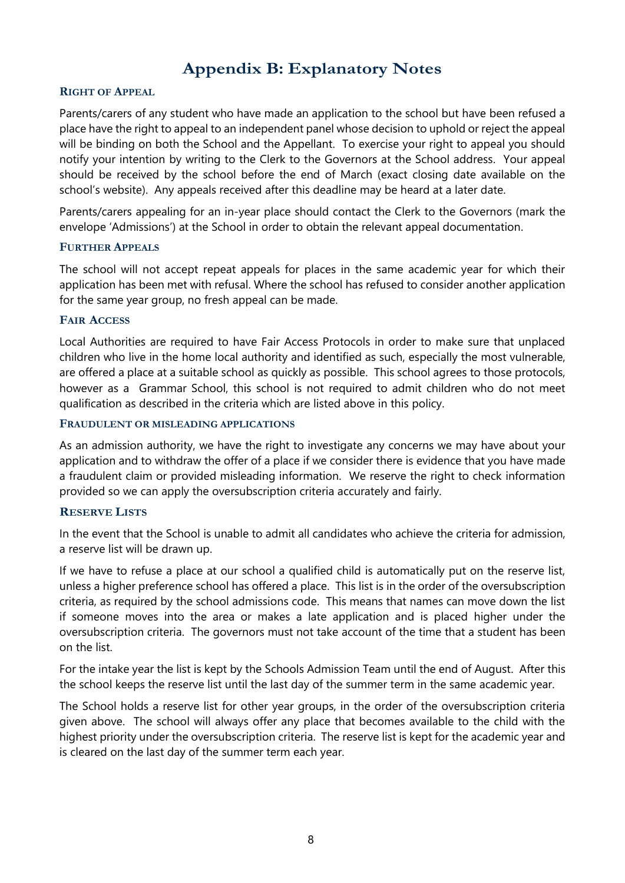# Appendix B: Explanatory Notes

### Right of Appeal

Parents/carers of any student who have made an application to the school but have been refused a place have the right to appeal to an independent panel whose decision to uphold or reject the appeal will be binding on both the School and the Appellant. To exercise your right to appeal you should notify your intention by writing to the Clerk to the Governors at the School address. Your appeal should be received by the school before the end of March (exact closing date available on the school's website). Any appeals received after this deadline may be heard at a later date.

Parents/carers appealing for an in-year place should contact the Clerk to the Governors (mark the envelope 'Admissions') at the School in order to obtain the relevant appeal documentation.

### Further Appeals

The school will not accept repeat appeals for places in the same academic year for which their application has been met with refusal. Where the school has refused to consider another application for the same year group, no fresh appeal can be made.

### Fair Access

Local Authorities are required to have Fair Access Protocols in order to make sure that unplaced children who live in the home local authority and identified as such, especially the most vulnerable, are offered a place at a suitable school as quickly as possible. This school agrees to those protocols, however as a Grammar School, this school is not required to admit children who do not meet qualification as described in the criteria which are listed above in this policy.

### Fraudulent or misleading applications

As an admission authority, we have the right to investigate any concerns we may have about your application and to withdraw the offer of a place if we consider there is evidence that you have made a fraudulent claim or provided misleading information. We reserve the right to check information provided so we can apply the oversubscription criteria accurately and fairly.

### Reserve Lists

In the event that the School is unable to admit all candidates who achieve the criteria for admission, a reserve list will be drawn up.

If we have to refuse a place at our school a qualified child is automatically put on the reserve list, unless a higher preference school has offered a place. This list is in the order of the oversubscription criteria, as required by the school admissions code. This means that names can move down the list if someone moves into the area or makes a late application and is placed higher under the oversubscription criteria. The governors must not take account of the time that a student has been on the list.

For the intake year the list is kept by the Schools Admission Team until the end of August. After this the school keeps the reserve list until the last day of the summer term in the same academic year.

The School holds a reserve list for other year groups, in the order of the oversubscription criteria given above. The school will always offer any place that becomes available to the child with the highest priority under the oversubscription criteria. The reserve list is kept for the academic year and is cleared on the last day of the summer term each year.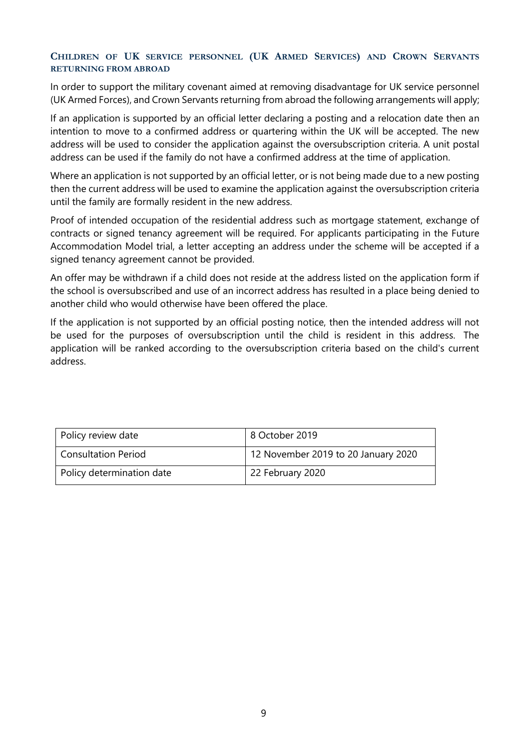### Children of UK service personnel (UK Armed Services) and Crown Servants returning from abroad

In order to support the military covenant aimed at removing disadvantage for UK service personnel (UK Armed Forces), and Crown Servants returning from abroad the following arrangements will apply;

If an application is supported by an official letter declaring a posting and a relocation date then an intention to move to a confirmed address or quartering within the UK will be accepted. The new address will be used to consider the application against the oversubscription criteria. A unit postal address can be used if the family do not have a confirmed address at the time of application.

Where an application is not supported by an official letter, or is not being made due to a new posting then the current address will be used to examine the application against the oversubscription criteria until the family are formally resident in the new address.

Proof of intended occupation of the residential address such as mortgage statement, exchange of contracts or signed tenancy agreement will be required. For applicants participating in the Future Accommodation Model trial, a letter accepting an address under the scheme will be accepted if a signed tenancy agreement cannot be provided.

An offer may be withdrawn if a child does not reside at the address listed on the application form if the school is oversubscribed and use of an incorrect address has resulted in a place being denied to another child who would otherwise have been offered the place.

If the application is not supported by an official posting notice, then the intended address will not be used for the purposes of oversubscription until the child is resident in this address. The application will be ranked according to the oversubscription criteria based on the child's current address.

| | |
|---|---|
| Policy review date | 8 October 2019 |
| Consultation Period | 12 November 2019 to 20 January 2020 |
| Policy determination date | 22 February 2020 |